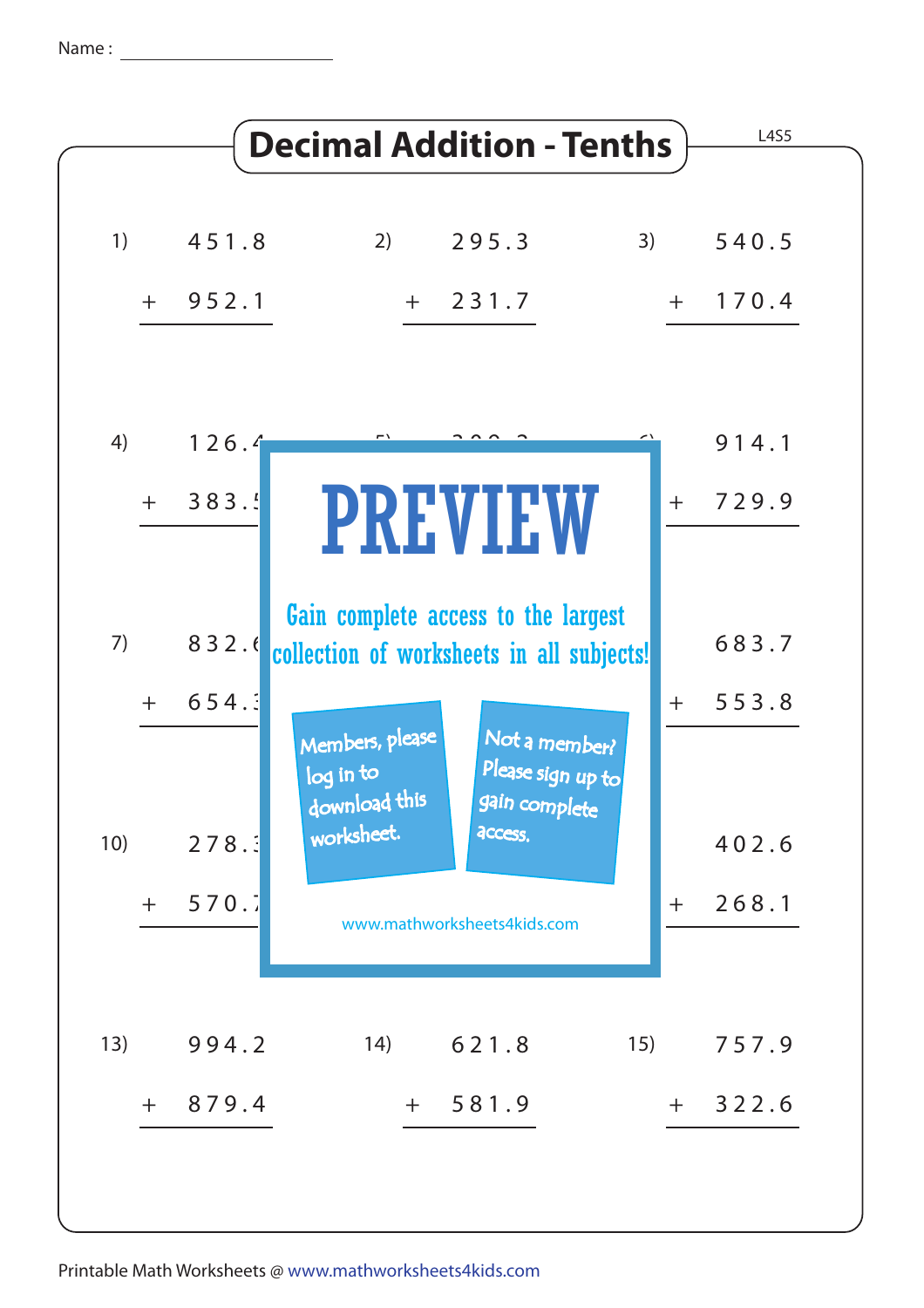Name : ____________________

# Decimal Addition - Tenths

L4S5

1)
```
    451.8
  + 952.1
  -------
```

2)
```
    295.3
  + 231.7
  -------
```

3)
```
    540.5
  + 170.4
  -------
```

4)
```
    126.4
  + 383.5
  -------
```

5)
```
    
  + 
  -------
```

6)
```
    914.1
  + 729.9
  -------
```

7)
```
    832.6
  + 654.3
  -------
```

8)
```
    
  + 
  -------
```

9)
```
    683.7
  + 553.8
  -------
```

10)
```
    278.3
  + 570.7
  -------
```

11)
```
    
  + 
  -------
```

12)
```
    402.6
  + 268.1
  -------
```

13)
```
    994.2
  + 879.4
  -------
```

14)
```
    621.8
  + 581.9
  -------
```

15)
```
    757.9
  + 322.6
  -------
```

PREVIEW

Gain complete access to the largest collection of worksheets in all subjects!

Members, please log in to download this worksheet.

Not a member? Please sign up to gain complete access.

www.mathworksheets4kids.com

Printable Math Worksheets @ www.mathworksheets4kids.com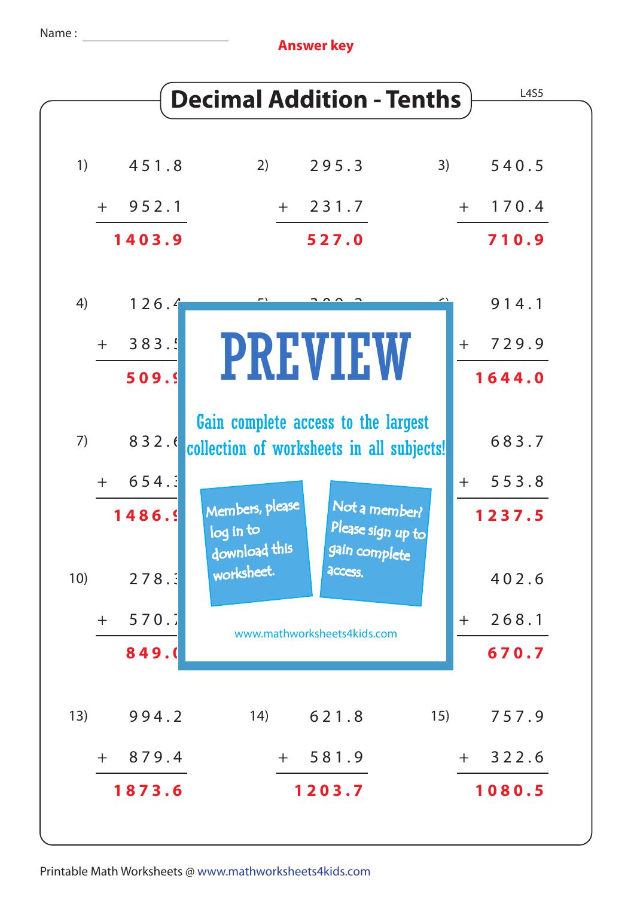Name : ____________________

**Answer key**

# Decimal Addition - Tenths

L4S5

1)
$$\begin{array}{r} 451.8 \\ +\ 952.1 \\ \hline \mathbf{1403.9} \end{array}$$

2)
$$\begin{array}{r} 295.3 \\ +\ 231.7 \\ \hline \mathbf{527.0} \end{array}$$

3)
$$\begin{array}{r} 540.5 \\ +\ 170.4 \\ \hline \mathbf{710.9} \end{array}$$

4)
$$\begin{array}{r} 126.4 \\ +\ 383.5 \\ \hline \mathbf{509.9} \end{array}$$

5)

6)
$$\begin{array}{r} 914.1 \\ +\ 729.9 \\ \hline \mathbf{1644.0} \end{array}$$

7)
$$\begin{array}{r} 832.6 \\ +\ 654.3 \\ \hline \mathbf{1486.9} \end{array}$$

8)

9)
$$\begin{array}{r} 683.7 \\ +\ 553.8 \\ \hline \mathbf{1237.5} \end{array}$$

10)
$$\begin{array}{r} 278.3 \\ +\ 570.7 \\ \hline \mathbf{849.0} \end{array}$$

11)

12)
$$\begin{array}{r} 402.6 \\ +\ 268.1 \\ \hline \mathbf{670.7} \end{array}$$

13)
$$\begin{array}{r} 994.2 \\ +\ 879.4 \\ \hline \mathbf{1873.6} \end{array}$$

14)
$$\begin{array}{r} 621.8 \\ +\ 581.9 \\ \hline \mathbf{1203.7} \end{array}$$

15)
$$\begin{array}{r} 757.9 \\ +\ 322.6 \\ \hline \mathbf{1080.5} \end{array}$$

PREVIEW

Gain complete access to the largest collection of worksheets in all subjects!

Members, please log in to download this worksheet.

Not a member? Please sign up to gain complete access.

www.mathworksheets4kids.com

Printable Math Worksheets @ www.mathworksheets4kids.com